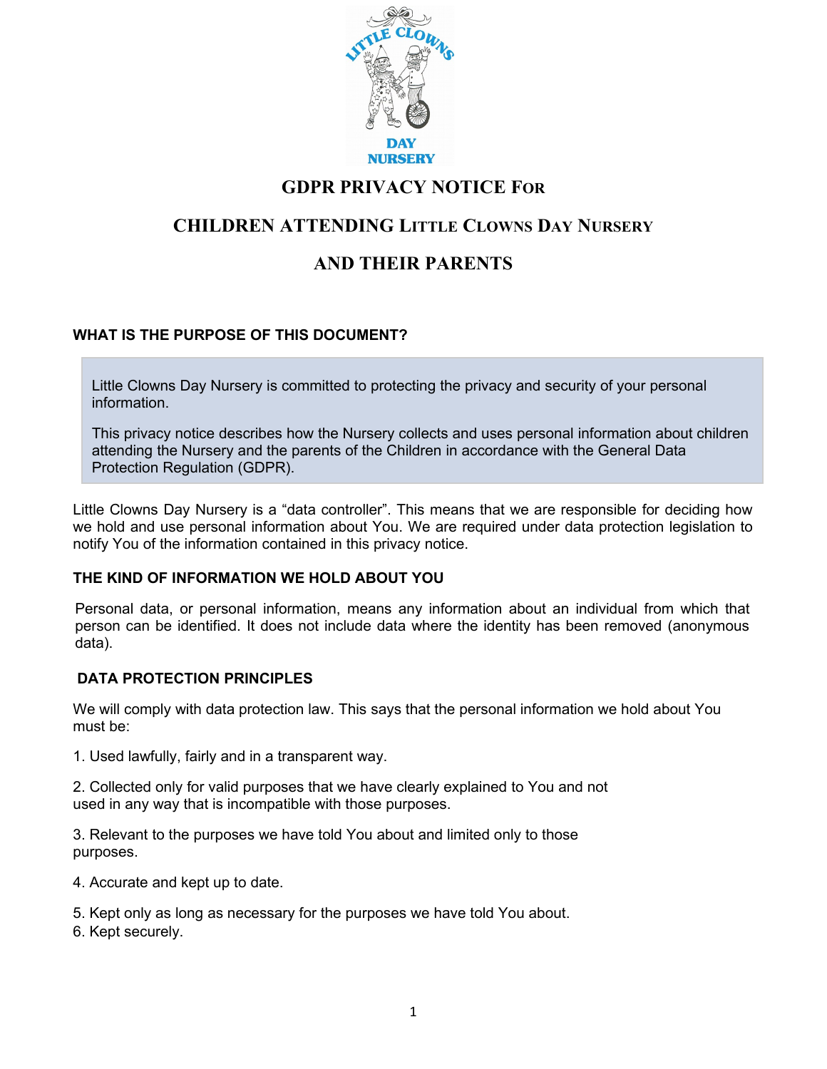# GDPR PRIVACY NOTICE FOR

# CHILDREN ATTENDING LITTLE CLOWNS DAY NURSERY

# AND THEIR PARENTS

## WHAT IS THE PURPOSE OF THIS DOCUMENT?

Little Clowns Day Nursery is committed to protecting the privacy and security of your personal information.

This privacy notice describes how the Nursery collects and uses personal information about children attending the Nursery and the parents of the Children in accordance with the General Data Protection Regulation (GDPR).

Little Clowns Day Nursery is a “data controller”. This means that we are responsible for deciding how we hold and use personal information about You. We are required under data protection legislation to notify You of the information contained in this privacy notice.

## THE KIND OF INFORMATION WE HOLD ABOUT YOU

Personal data, or personal information, means any information about an individual from which that person can be identified. It does not include data where the identity has been removed (anonymous data).

## DATA PROTECTION PRINCIPLES

We will comply with data protection law. This says that the personal information we hold about You must be:

1. Used lawfully, fairly and in a transparent way.

2. Collected only for valid purposes that we have clearly explained to You and not used in any way that is incompatible with those purposes.

3. Relevant to the purposes we have told You about and limited only to those purposes.

4. Accurate and kept up to date.

5. Kept only as long as necessary for the purposes we have told You about.

6. Kept securely.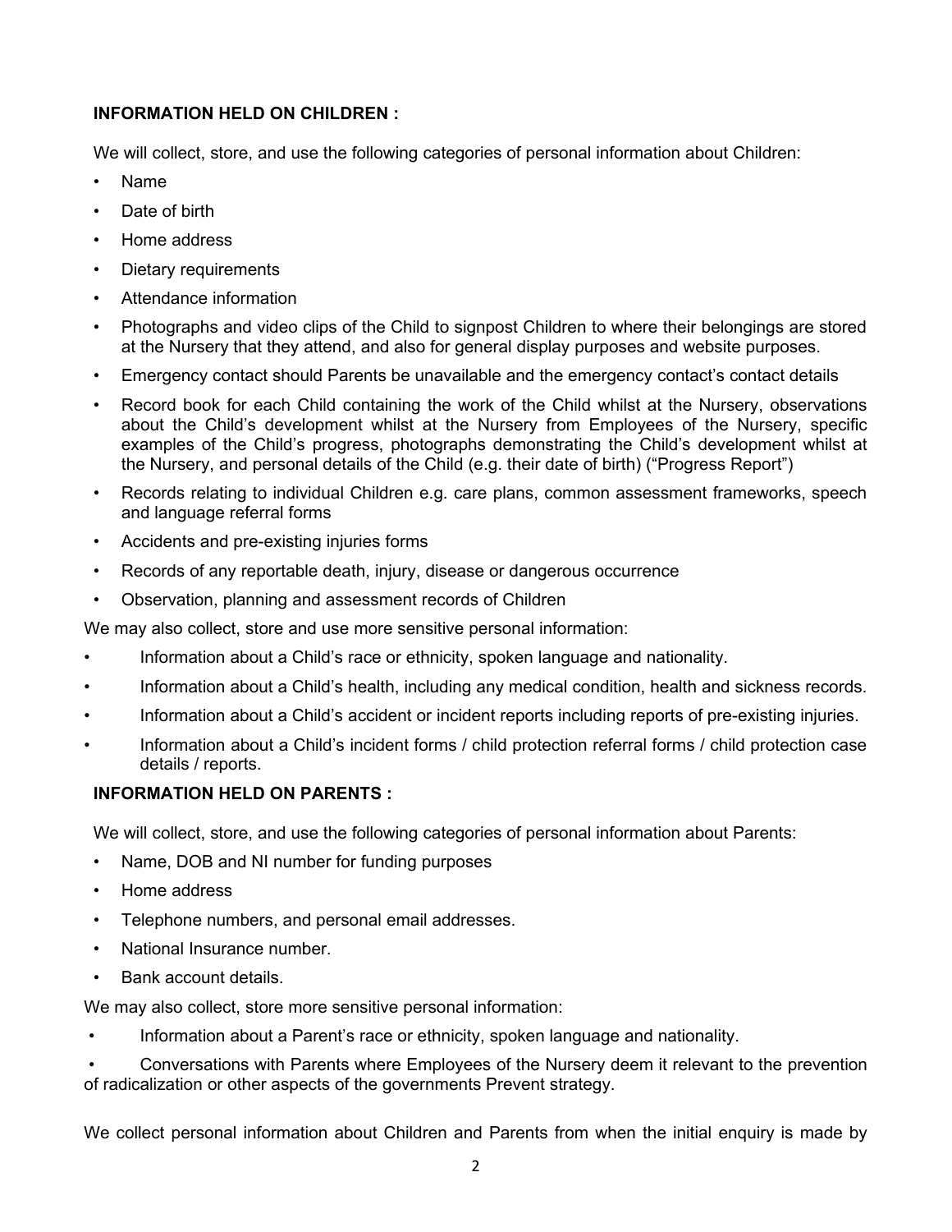**INFORMATION HELD ON CHILDREN :**

We will collect, store, and use the following categories of personal information about Children:

- Name
- Date of birth
- Home address
- Dietary requirements
- Attendance information
- Photographs and video clips of the Child to signpost Children to where their belongings are stored at the Nursery that they attend, and also for general display purposes and website purposes.
- Emergency contact should Parents be unavailable and the emergency contact's contact details
- Record book for each Child containing the work of the Child whilst at the Nursery, observations about the Child's development whilst at the Nursery from Employees of the Nursery, specific examples of the Child's progress, photographs demonstrating the Child's development whilst at the Nursery, and personal details of the Child (e.g. their date of birth) ("Progress Report")
- Records relating to individual Children e.g. care plans, common assessment frameworks, speech and language referral forms
- Accidents and pre-existing injuries forms
- Records of any reportable death, injury, disease or dangerous occurrence
- Observation, planning and assessment records of Children

We may also collect, store and use more sensitive personal information:

- Information about a Child's race or ethnicity, spoken language and nationality.
- Information about a Child's health, including any medical condition, health and sickness records.
- Information about a Child's accident or incident reports including reports of pre-existing injuries.
- Information about a Child's incident forms / child protection referral forms / child protection case details / reports.

**INFORMATION HELD ON PARENTS :**

We will collect, store, and use the following categories of personal information about Parents:

- Name, DOB and NI number for funding purposes
- Home address
- Telephone numbers, and personal email addresses.
- National Insurance number.
- Bank account details.

We may also collect, store more sensitive personal information:

- Information about a Parent's race or ethnicity, spoken language and nationality.
- Conversations with Parents where Employees of the Nursery deem it relevant to the prevention of radicalization or other aspects of the governments Prevent strategy.

We collect personal information about Children and Parents from when the initial enquiry is made by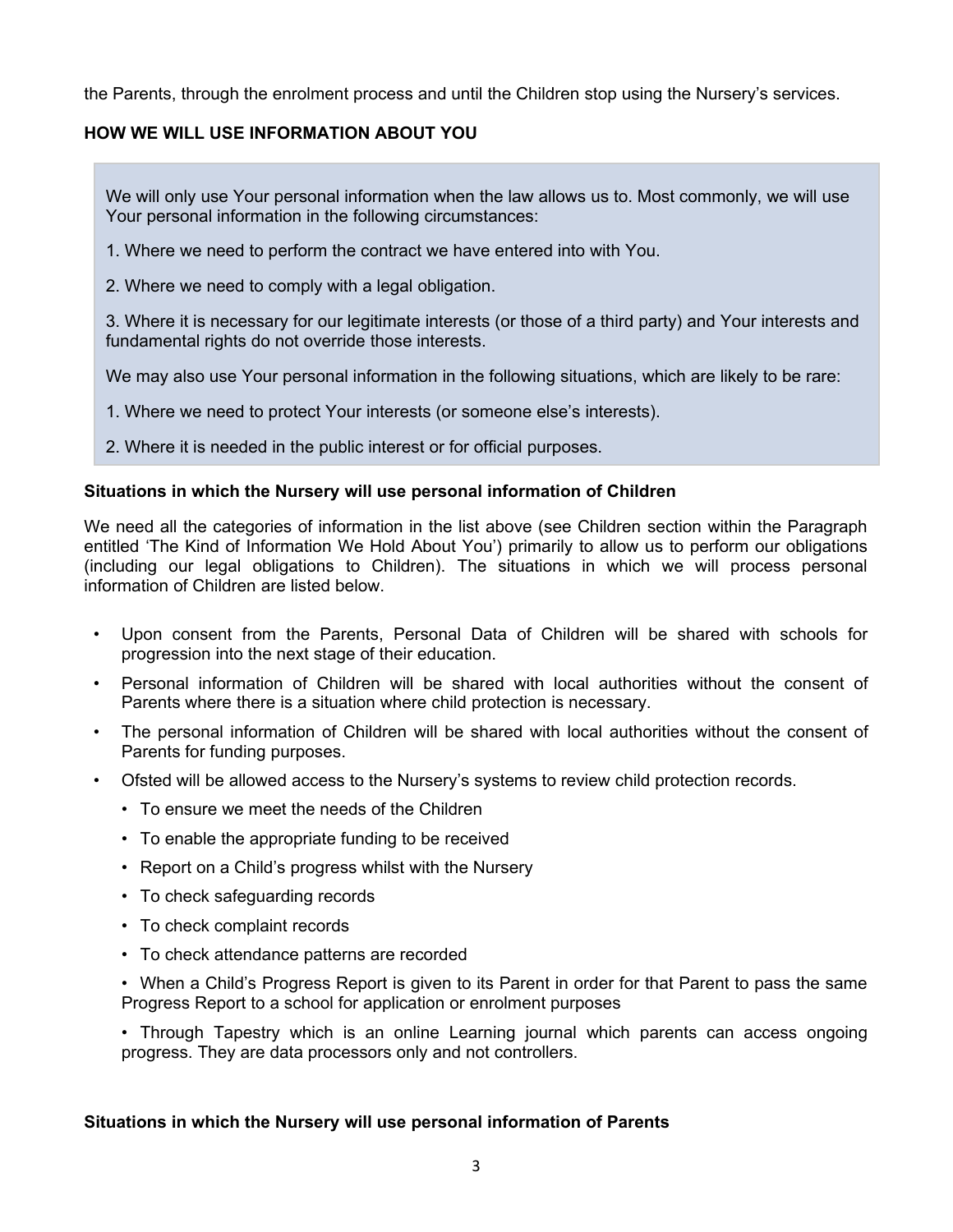the Parents, through the enrolment process and until the Children stop using the Nursery's services.

## HOW WE WILL USE INFORMATION ABOUT YOU

We will only use Your personal information when the law allows us to. Most commonly, we will use Your personal information in the following circumstances:

1. Where we need to perform the contract we have entered into with You.

2. Where we need to comply with a legal obligation.

3. Where it is necessary for our legitimate interests (or those of a third party) and Your interests and fundamental rights do not override those interests.

We may also use Your personal information in the following situations, which are likely to be rare:

1. Where we need to protect Your interests (or someone else's interests).

2. Where it is needed in the public interest or for official purposes.

### Situations in which the Nursery will use personal information of Children

We need all the categories of information in the list above (see Children section within the Paragraph entitled 'The Kind of Information We Hold About You') primarily to allow us to perform our obligations (including our legal obligations to Children). The situations in which we will process personal information of Children are listed below.

- Upon consent from the Parents, Personal Data of Children will be shared with schools for progression into the next stage of their education.
- Personal information of Children will be shared with local authorities without the consent of Parents where there is a situation where child protection is necessary.
- The personal information of Children will be shared with local authorities without the consent of Parents for funding purposes.
- Ofsted will be allowed access to the Nursery's systems to review child protection records.
  - To ensure we meet the needs of the Children
  - To enable the appropriate funding to be received
  - Report on a Child's progress whilst with the Nursery
  - To check safeguarding records
  - To check complaint records
  - To check attendance patterns are recorded
  - When a Child's Progress Report is given to its Parent in order for that Parent to pass the same Progress Report to a school for application or enrolment purposes
  - Through Tapestry which is an online Learning journal which parents can access ongoing progress. They are data processors only and not controllers.

### Situations in which the Nursery will use personal information of Parents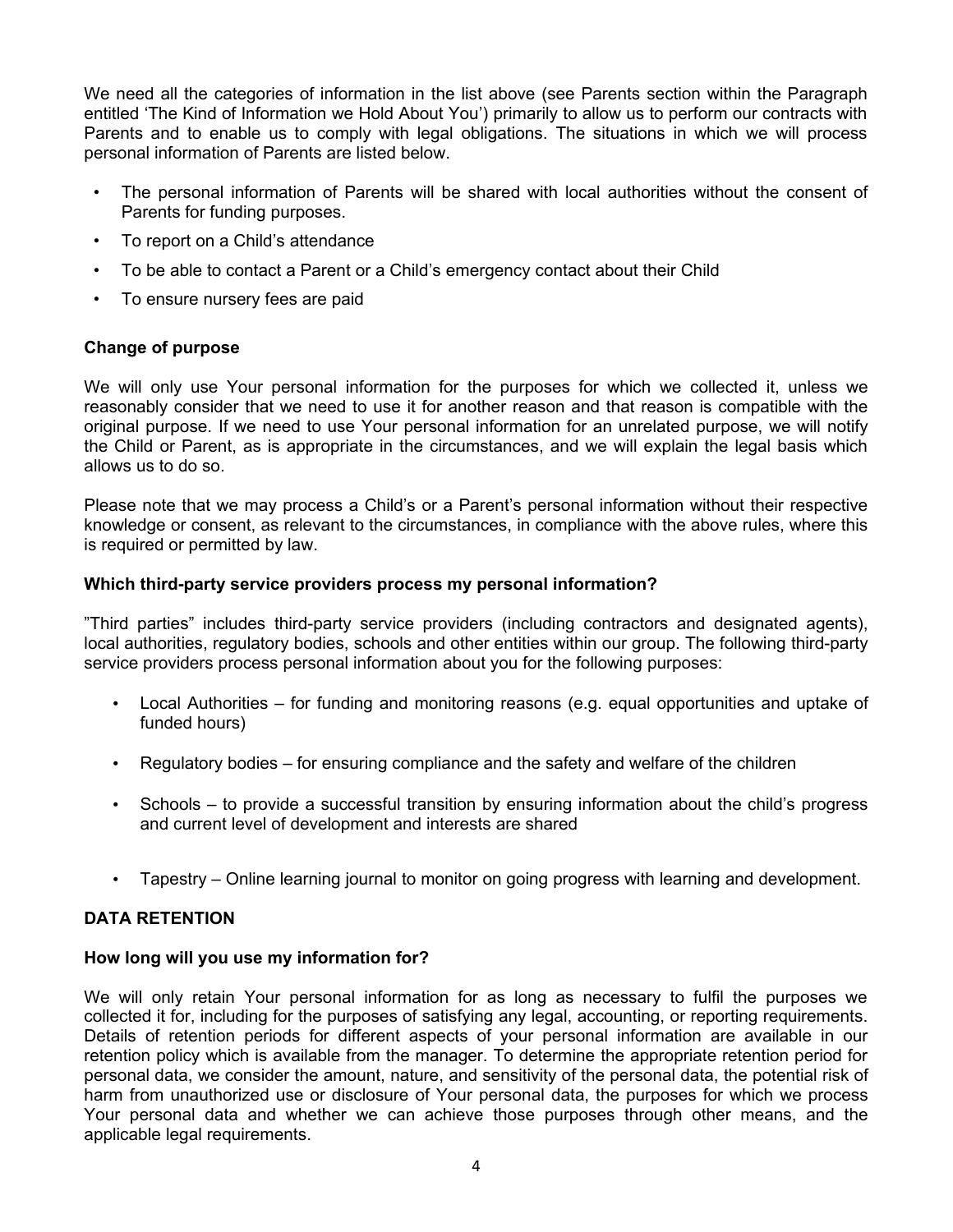We need all the categories of information in the list above (see Parents section within the Paragraph entitled 'The Kind of Information we Hold About You') primarily to allow us to perform our contracts with Parents and to enable us to comply with legal obligations. The situations in which we will process personal information of Parents are listed below.

- The personal information of Parents will be shared with local authorities without the consent of Parents for funding purposes.
- To report on a Child's attendance
- To be able to contact a Parent or a Child's emergency contact about their Child
- To ensure nursery fees are paid

**Change of purpose**

We will only use Your personal information for the purposes for which we collected it, unless we reasonably consider that we need to use it for another reason and that reason is compatible with the original purpose. If we need to use Your personal information for an unrelated purpose, we will notify the Child or Parent, as is appropriate in the circumstances, and we will explain the legal basis which allows us to do so.

Please note that we may process a Child's or a Parent's personal information without their respective knowledge or consent, as relevant to the circumstances, in compliance with the above rules, where this is required or permitted by law.

**Which third-party service providers process my personal information?**

"Third parties" includes third-party service providers (including contractors and designated agents), local authorities, regulatory bodies, schools and other entities within our group. The following third-party service providers process personal information about you for the following purposes:

- Local Authorities – for funding and monitoring reasons (e.g. equal opportunities and uptake of funded hours)
- Regulatory bodies – for ensuring compliance and the safety and welfare of the children
- Schools – to provide a successful transition by ensuring information about the child's progress and current level of development and interests are shared
- Tapestry – Online learning journal to monitor on going progress with learning and development.

**DATA RETENTION**

**How long will you use my information for?**

We will only retain Your personal information for as long as necessary to fulfil the purposes we collected it for, including for the purposes of satisfying any legal, accounting, or reporting requirements. Details of retention periods for different aspects of your personal information are available in our retention policy which is available from the manager. To determine the appropriate retention period for personal data, we consider the amount, nature, and sensitivity of the personal data, the potential risk of harm from unauthorized use or disclosure of Your personal data, the purposes for which we process Your personal data and whether we can achieve those purposes through other means, and the applicable legal requirements.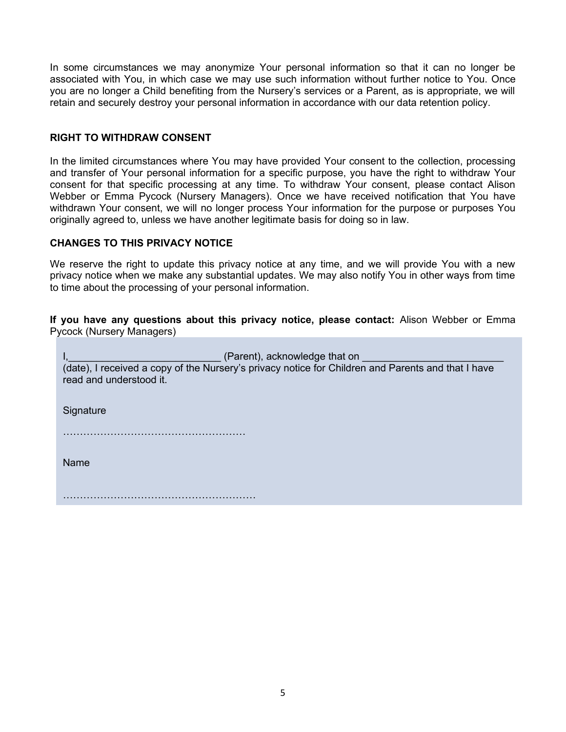In some circumstances we may anonymize Your personal information so that it can no longer be associated with You, in which case we may use such information without further notice to You. Once you are no longer a Child benefiting from the Nursery's services or a Parent, as is appropriate, we will retain and securely destroy your personal information in accordance with our data retention policy.

**RIGHT TO WITHDRAW CONSENT**

In the limited circumstances where You may have provided Your consent to the collection, processing and transfer of Your personal information for a specific purpose, you have the right to withdraw Your consent for that specific processing at any time. To withdraw Your consent, please contact Alison Webber or Emma Pycock (Nursery Managers). Once we have received notification that You have withdrawn Your consent, we will no longer process Your information for the purpose or purposes You originally agreed to, unless we have another legitimate basis for doing so in law.

**CHANGES TO THIS PRIVACY NOTICE**

We reserve the right to update this privacy notice at any time, and we will provide You with a new privacy notice when we make any substantial updates. We may also notify You in other ways from time to time about the processing of your personal information.

**If you have any questions about this privacy notice, please contact:** Alison Webber or Emma Pycock (Nursery Managers)

I,__________________________ (Parent), acknowledge that on ________________________ (date), I received a copy of the Nursery's privacy notice for Children and Parents and that I have read and understood it.

Signature

………………………………………………

Name

…………………………………………………